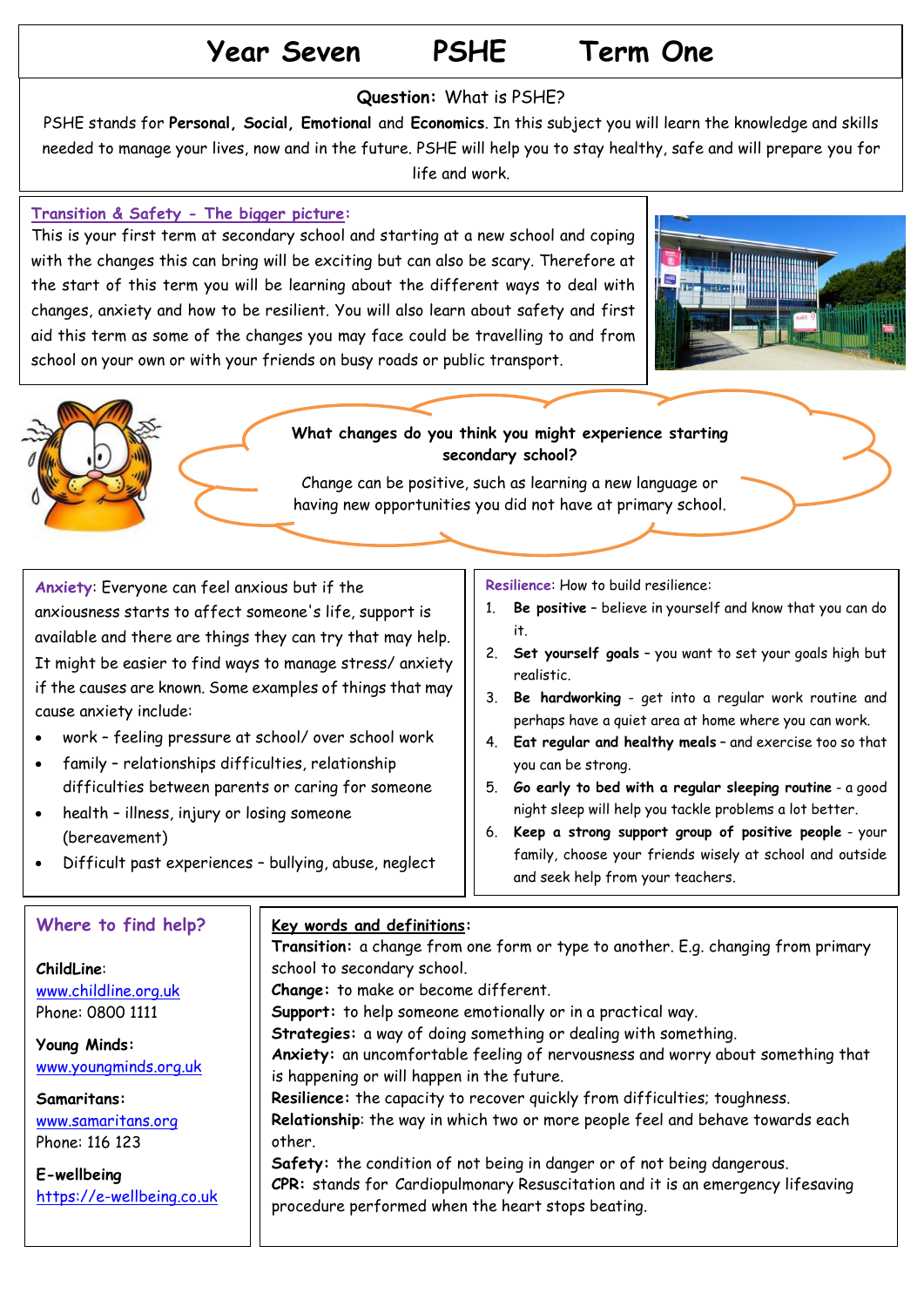# Year Seven PSHE Term One

**Question:** What is PSHE?

PSHE stands for **Personal, Social, Emotional** and **Economics**. In this subject you will learn the knowledge and skills needed to manage your lives, now and in the future. PSHE will help you to stay healthy, safe and will prepare you for life and work.

## Transition & Safety - The bigger picture:

This is your first term at secondary school and starting at a new school and coping with the changes this can bring will be exciting but can also be scary. Therefore at the start of this term you will be learning about the different ways to deal with changes, anxiety and how to be resilient. You will also learn about safety and first aid this term as some of the changes you may face could be travelling to and from school on your own or with your friends on busy roads or public transport.

**What changes do you think you might experience starting secondary school?**

Change can be positive, such as learning a new language or having new opportunities you did not have at primary school.

## Anxiety

**Anxiety**: Everyone can feel anxious but if the anxiousness starts to affect someone's life, support is available and there are things they can try that may help. It might be easier to find ways to manage stress/ anxiety if the causes are known. Some examples of things that may cause anxiety include:

- work – feeling pressure at school/ over school work
- family – relationships difficulties, relationship difficulties between parents or caring for someone
- health – illness, injury or losing someone (bereavement)
- Difficult past experiences – bullying, abuse, neglect

## Resilience

**Resilience**: How to build resilience:

1. **Be positive** – believe in yourself and know that you can do it.
2. **Set yourself goals** – you want to set your goals high but realistic.
3. **Be hardworking** - get into a regular work routine and perhaps have a quiet area at home where you can work.
4. **Eat regular and healthy meals** – and exercise too so that you can be strong.
5. **Go early to bed with a regular sleeping routine** - a good night sleep will help you tackle problems a lot better.
6. **Keep a strong support group of positive people** - your family, choose your friends wisely at school and outside and seek help from your teachers.

## Where to find help?

**ChildLine**:
www.childline.org.uk
Phone: 0800 1111

**Young Minds:**
www.youngminds.org.uk

**Samaritans:**
www.samaritans.org
Phone: 116 123

**E-wellbeing**
https://e-wellbeing.co.uk

## Key words and definitions:

**Transition:** a change from one form or type to another. E.g. changing from primary school to secondary school.
**Change:** to make or become different.
**Support:** to help someone emotionally or in a practical way.
**Strategies:** a way of doing something or dealing with something.
**Anxiety:** an uncomfortable feeling of nervousness and worry about something that is happening or will happen in the future.
**Resilience:** the capacity to recover quickly from difficulties; toughness.
**Relationship**: the way in which two or more people feel and behave towards each other.
**Safety:** the condition of not being in danger or of not being dangerous.
**CPR:** stands for Cardiopulmonary Resuscitation and it is an emergency lifesaving procedure performed when the heart stops beating.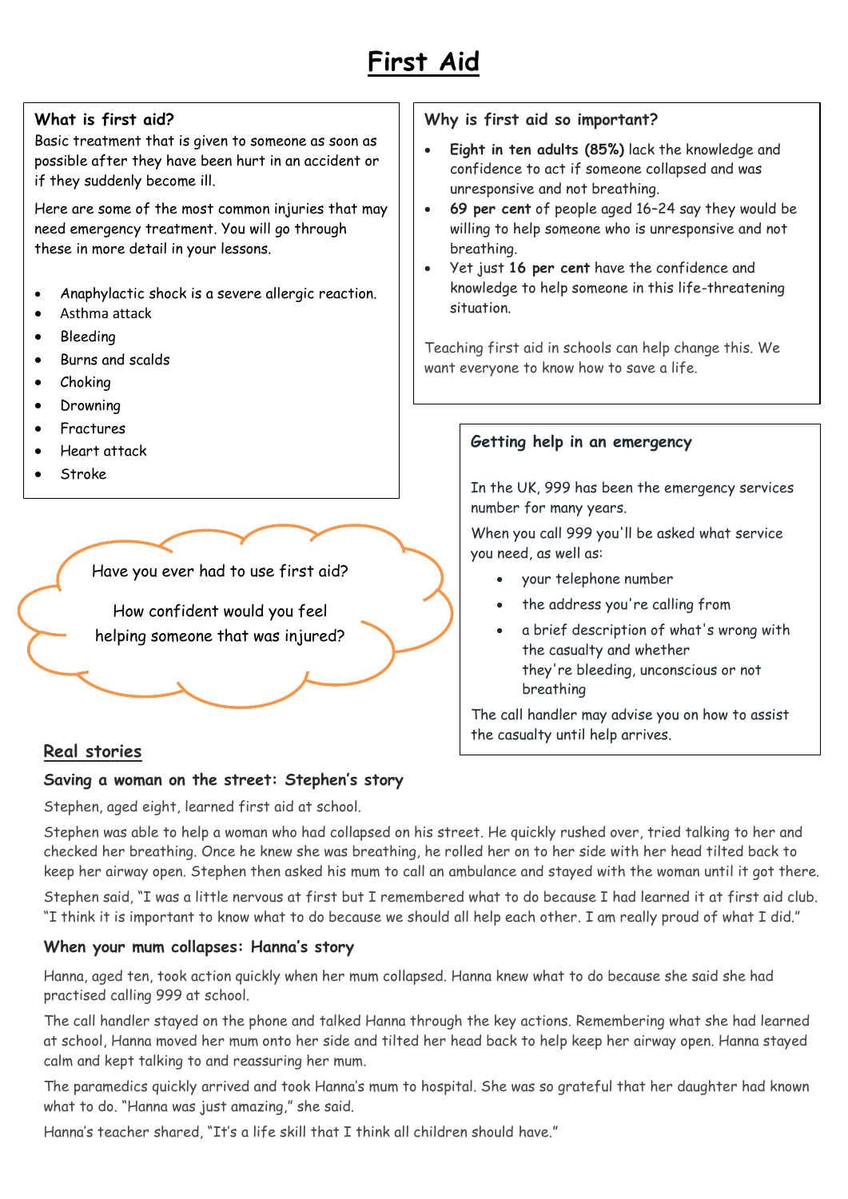# First Aid

### What is first aid?

Basic treatment that is given to someone as soon as possible after they have been hurt in an accident or if they suddenly become ill.

Here are some of the most common injuries that may need emergency treatment. You will go through these in more detail in your lessons.

- Anaphylactic shock is a severe allergic reaction.
- Asthma attack
- Bleeding
- Burns and scalds
- Choking
- Drowning
- Fractures
- Heart attack
- Stroke

### Why is first aid so important?

- **Eight in ten adults (85%)** lack the knowledge and confidence to act if someone collapsed and was unresponsive and not breathing.
- **69 per cent** of people aged 16–24 say they would be willing to help someone who is unresponsive and not breathing.
- Yet just **16 per cent** have the confidence and knowledge to help someone in this life-threatening situation.

Teaching first aid in schools can help change this. We want everyone to know how to save a life.

### Getting help in an emergency

In the UK, 999 has been the emergency services number for many years.

When you call 999 you'll be asked what service you need, as well as:

- your telephone number
- the address you're calling from
- a brief description of what's wrong with the casualty and whether they're bleeding, unconscious or not breathing

The call handler may advise you on how to assist the casualty until help arrives.

Have you ever had to use first aid?

How confident would you feel helping someone that was injured?

## Real stories

### Saving a woman on the street: Stephen's story

Stephen, aged eight, learned first aid at school.

Stephen was able to help a woman who had collapsed on his street. He quickly rushed over, tried talking to her and checked her breathing. Once he knew she was breathing, he rolled her on to her side with her head tilted back to keep her airway open. Stephen then asked his mum to call an ambulance and stayed with the woman until it got there.

Stephen said, "I was a little nervous at first but I remembered what to do because I had learned it at first aid club. "I think it is important to know what to do because we should all help each other. I am really proud of what I did."

### When your mum collapses: Hanna's story

Hanna, aged ten, took action quickly when her mum collapsed. Hanna knew what to do because she said she had practised calling 999 at school.

The call handler stayed on the phone and talked Hanna through the key actions. Remembering what she had learned at school, Hanna moved her mum onto her side and tilted her head back to help keep her airway open. Hanna stayed calm and kept talking to and reassuring her mum.

The paramedics quickly arrived and took Hanna's mum to hospital. She was so grateful that her daughter had known what to do. "Hanna was just amazing," she said.

Hanna's teacher shared, "It's a life skill that I think all children should have."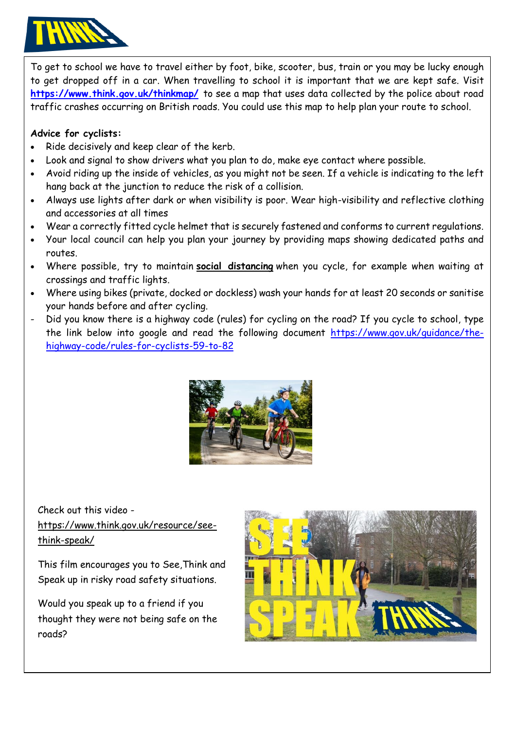To get to school we have to travel either by foot, bike, scooter, bus, train or you may be lucky enough to get dropped off in a car. When travelling to school it is important that we are kept safe. Visit **https://www.think.gov.uk/thinkmap/** to see a map that uses data collected by the police about road traffic crashes occurring on British roads. You could use this map to help plan your route to school.

**Advice for cyclists:**

- Ride decisively and keep clear of the kerb.
- Look and signal to show drivers what you plan to do, make eye contact where possible.
- Avoid riding up the inside of vehicles, as you might not be seen. If a vehicle is indicating to the left hang back at the junction to reduce the risk of a collision.
- Always use lights after dark or when visibility is poor. Wear high-visibility and reflective clothing and accessories at all times
- Wear a correctly fitted cycle helmet that is securely fastened and conforms to current regulations.
- Your local council can help you plan your journey by providing maps showing dedicated paths and routes.
- Where possible, try to maintain **social distancing** when you cycle, for example when waiting at crossings and traffic lights.
- Where using bikes (private, docked or dockless) wash your hands for at least 20 seconds or sanitise your hands before and after cycling.
- Did you know there is a highway code (rules) for cycling on the road? If you cycle to school, type the link below into google and read the following document https://www.gov.uk/guidance/the-highway-code/rules-for-cyclists-59-to-82

Check out this video - https://www.think.gov.uk/resource/see-think-speak/

This film encourages you to See, Think and Speak up in risky road safety situations.

Would you speak up to a friend if you thought they were not being safe on the roads?